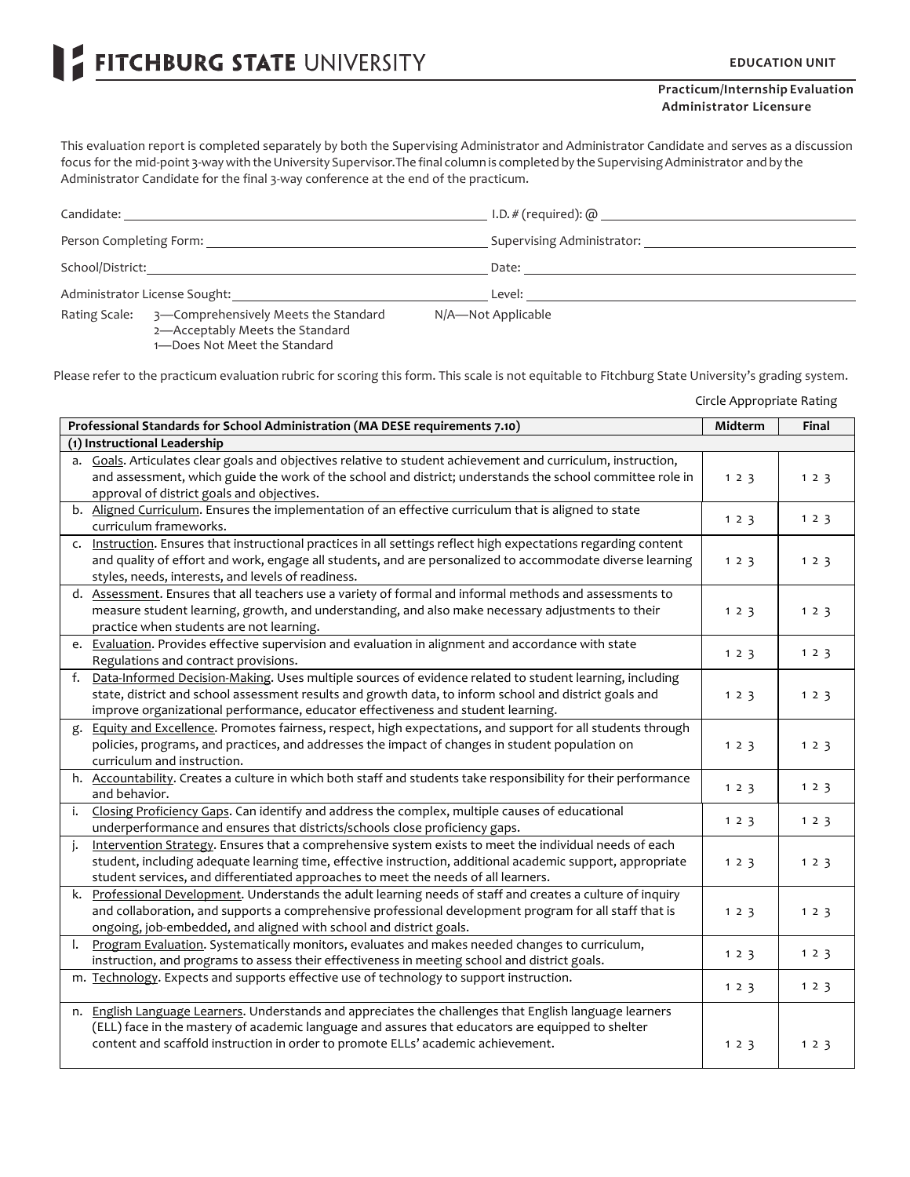# FITCHBURG STATE UNIVERSITY

**EDUCATION UNIT**

**Practicum/Internship Evaluation**
**Administrator Licensure**

This evaluation report is completed separately by both the Supervising Administrator and Administrator Candidate and serves as a discussion focus for the mid-point 3-way with the University Supervisor. The final column is completed by the Supervising Administrator and by the Administrator Candidate for the final 3-way conference at the end of the practicum.

Candidate: ______________________ I.D. # (required): @ ______________________

Person Completing Form: ______________________ Supervising Administrator: ______________________

School/District: ______________________ Date: ______________________

Administrator License Sought: ______________________ Level: ______________________

Rating Scale: 3—Comprehensively Meets the Standard
2—Acceptably Meets the Standard
1—Does Not Meet the Standard
N/A—Not Applicable

Please refer to the practicum evaluation rubric for scoring this form. This scale is not equitable to Fitchburg State University's grading system.

Circle Appropriate Rating

| Professional Standards for School Administration (MA DESE requirements 7.10) | Midterm | Final |
|---|---|---|
| **(1) Instructional Leadership** | | |
| a. Goals. Articulates clear goals and objectives relative to student achievement and curriculum, instruction, and assessment, which guide the work of the school and district; understands the school committee role in approval of district goals and objectives. | 1 2 3 | 1 2 3 |
| b. Aligned Curriculum. Ensures the implementation of an effective curriculum that is aligned to state curriculum frameworks. | 1 2 3 | 1 2 3 |
| c. Instruction. Ensures that instructional practices in all settings reflect high expectations regarding content and quality of effort and work, engage all students, and are personalized to accommodate diverse learning styles, needs, interests, and levels of readiness. | 1 2 3 | 1 2 3 |
| d. Assessment. Ensures that all teachers use a variety of formal and informal methods and assessments to measure student learning, growth, and understanding, and also make necessary adjustments to their practice when students are not learning. | 1 2 3 | 1 2 3 |
| e. Evaluation. Provides effective supervision and evaluation in alignment and accordance with state Regulations and contract provisions. | 1 2 3 | 1 2 3 |
| f. Data-Informed Decision-Making. Uses multiple sources of evidence related to student learning, including state, district and school assessment results and growth data, to inform school and district goals and improve organizational performance, educator effectiveness and student learning. | 1 2 3 | 1 2 3 |
| g. Equity and Excellence. Promotes fairness, respect, high expectations, and support for all students through policies, programs, and practices, and addresses the impact of changes in student population on curriculum and instruction. | 1 2 3 | 1 2 3 |
| h. Accountability. Creates a culture in which both staff and students take responsibility for their performance and behavior. | 1 2 3 | 1 2 3 |
| i. Closing Proficiency Gaps. Can identify and address the complex, multiple causes of educational underperformance and ensures that districts/schools close proficiency gaps. | 1 2 3 | 1 2 3 |
| j. Intervention Strategy. Ensures that a comprehensive system exists to meet the individual needs of each student, including adequate learning time, effective instruction, additional academic support, appropriate student services, and differentiated approaches to meet the needs of all learners. | 1 2 3 | 1 2 3 |
| k. Professional Development. Understands the adult learning needs of staff and creates a culture of inquiry and collaboration, and supports a comprehensive professional development program for all staff that is ongoing, job-embedded, and aligned with school and district goals. | 1 2 3 | 1 2 3 |
| l. Program Evaluation. Systematically monitors, evaluates and makes needed changes to curriculum, instruction, and programs to assess their effectiveness in meeting school and district goals. | 1 2 3 | 1 2 3 |
| m. Technology. Expects and supports effective use of technology to support instruction. | 1 2 3 | 1 2 3 |
| n. English Language Learners. Understands and appreciates the challenges that English language learners (ELL) face in the mastery of academic language and assures that educators are equipped to shelter content and scaffold instruction in order to promote ELLs' academic achievement. | 1 2 3 | 1 2 3 |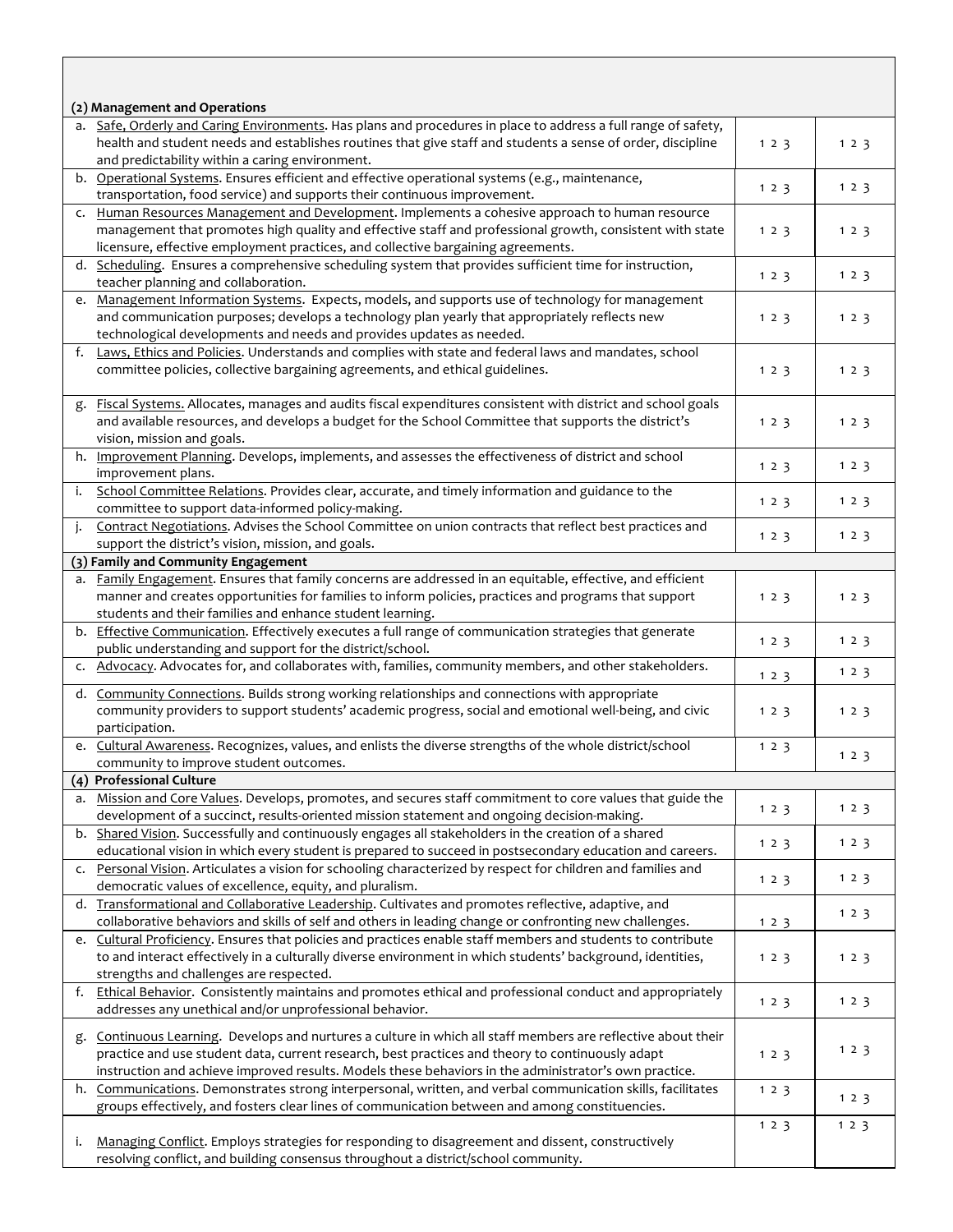| | | |
|---|---|---|
| **(2) Management and Operations** | | |
| a. Safe, Orderly and Caring Environments. Has plans and procedures in place to address a full range of safety, health and student needs and establishes routines that give staff and students a sense of order, discipline and predictability within a caring environment. | 1 2 3 | 1 2 3 |
| b. Operational Systems. Ensures efficient and effective operational systems (e.g., maintenance, transportation, food service) and supports their continuous improvement. | 1 2 3 | 1 2 3 |
| c. Human Resources Management and Development. Implements a cohesive approach to human resource management that promotes high quality and effective staff and professional growth, consistent with state licensure, effective employment practices, and collective bargaining agreements. | 1 2 3 | 1 2 3 |
| d. Scheduling. Ensures a comprehensive scheduling system that provides sufficient time for instruction, teacher planning and collaboration. | 1 2 3 | 1 2 3 |
| e. Management Information Systems. Expects, models, and supports use of technology for management and communication purposes; develops a technology plan yearly that appropriately reflects new technological developments and needs and provides updates as needed. | 1 2 3 | 1 2 3 |
| f. Laws, Ethics and Policies. Understands and complies with state and federal laws and mandates, school committee policies, collective bargaining agreements, and ethical guidelines. | 1 2 3 | 1 2 3 |
| g. Fiscal Systems. Allocates, manages and audits fiscal expenditures consistent with district and school goals and available resources, and develops a budget for the School Committee that supports the district's vision, mission and goals. | 1 2 3 | 1 2 3 |
| h. Improvement Planning. Develops, implements, and assesses the effectiveness of district and school improvement plans. | 1 2 3 | 1 2 3 |
| i. School Committee Relations. Provides clear, accurate, and timely information and guidance to the committee to support data-informed policy-making. | 1 2 3 | 1 2 3 |
| j. Contract Negotiations. Advises the School Committee on union contracts that reflect best practices and support the district's vision, mission, and goals. | 1 2 3 | 1 2 3 |
| **(3) Family and Community Engagement** | | |
| a. Family Engagement. Ensures that family concerns are addressed in an equitable, effective, and efficient manner and creates opportunities for families to inform policies, practices and programs that support students and their families and enhance student learning. | 1 2 3 | 1 2 3 |
| b. Effective Communication. Effectively executes a full range of communication strategies that generate public understanding and support for the district/school. | 1 2 3 | 1 2 3 |
| c. Advocacy. Advocates for, and collaborates with, families, community members, and other stakeholders. | 1 2 3 | 1 2 3 |
| d. Community Connections. Builds strong working relationships and connections with appropriate community providers to support students' academic progress, social and emotional well-being, and civic participation. | 1 2 3 | 1 2 3 |
| e. Cultural Awareness. Recognizes, values, and enlists the diverse strengths of the whole district/school community to improve student outcomes. | 1 2 3 | 1 2 3 |
| **(4) Professional Culture** | | |
| a. Mission and Core Values. Develops, promotes, and secures staff commitment to core values that guide the development of a succinct, results-oriented mission statement and ongoing decision-making. | 1 2 3 | 1 2 3 |
| b. Shared Vision. Successfully and continuously engages all stakeholders in the creation of a shared educational vision in which every student is prepared to succeed in postsecondary education and careers. | 1 2 3 | 1 2 3 |
| c. Personal Vision. Articulates a vision for schooling characterized by respect for children and families and democratic values of excellence, equity, and pluralism. | 1 2 3 | 1 2 3 |
| d. Transformational and Collaborative Leadership. Cultivates and promotes reflective, adaptive, and collaborative behaviors and skills of self and others in leading change or confronting new challenges. | 1 2 3 | 1 2 3 |
| e. Cultural Proficiency. Ensures that policies and practices enable staff members and students to contribute to and interact effectively in a culturally diverse environment in which students' background, identities, strengths and challenges are respected. | 1 2 3 | 1 2 3 |
| f. Ethical Behavior. Consistently maintains and promotes ethical and professional conduct and appropriately addresses any unethical and/or unprofessional behavior. | 1 2 3 | 1 2 3 |
| g. Continuous Learning. Develops and nurtures a culture in which all staff members are reflective about their practice and use student data, current research, best practices and theory to continuously adapt instruction and achieve improved results. Models these behaviors in the administrator's own practice. | 1 2 3 | 1 2 3 |
| h. Communications. Demonstrates strong interpersonal, written, and verbal communication skills, facilitates groups effectively, and fosters clear lines of communication between and among constituencies. | 1 2 3 | 1 2 3 |
| i. Managing Conflict. Employs strategies for responding to disagreement and dissent, constructively resolving conflict, and building consensus throughout a district/school community. | 1 2 3 | 1 2 3 |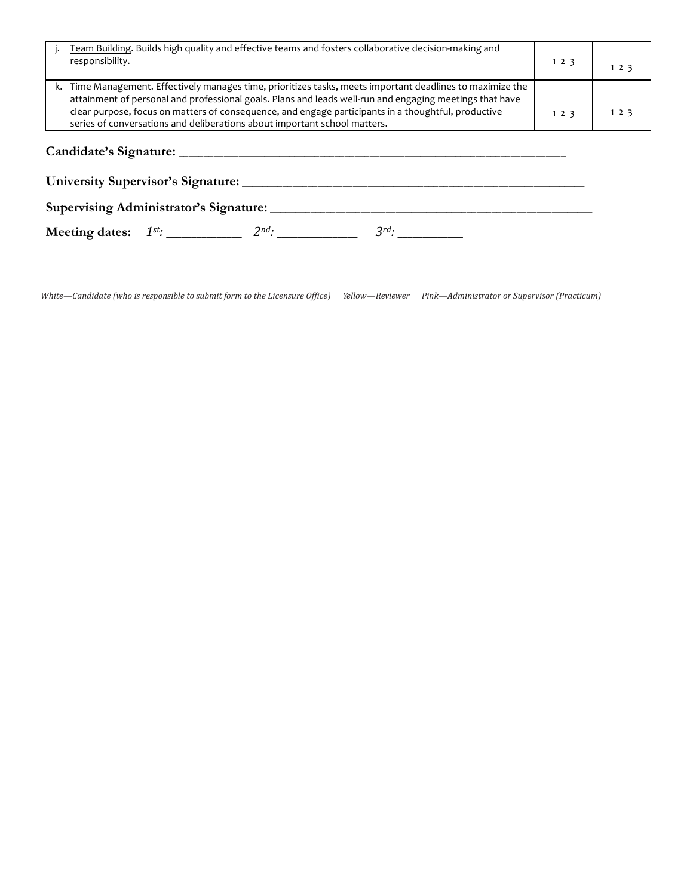| | | |
|---|---|---|
| j. <u>Team Building</u>. Builds high quality and effective teams and fosters collaborative decision-making and responsibility. | 1 2 3 | 1 2 3 |
| k. <u>Time Management</u>. Effectively manages time, prioritizes tasks, meets important deadlines to maximize the attainment of personal and professional goals. Plans and leads well-run and engaging meetings that have clear purpose, focus on matters of consequence, and engage participants in a thoughtful, productive series of conversations and deliberations about important school matters. | 1 2 3 | 1 2 3 |

**Candidate's Signature:** ______________________________________________

**University Supervisor's Signature:** ______________________________________________

**Supervising Administrator's Signature:** ______________________________________________

**Meeting dates:** *1st:* __________ *2nd:* __________ *3rd:* __________

*White—Candidate (who is responsible to submit form to the Licensure Office) Yellow—Reviewer Pink—Administrator or Supervisor (Practicum)*